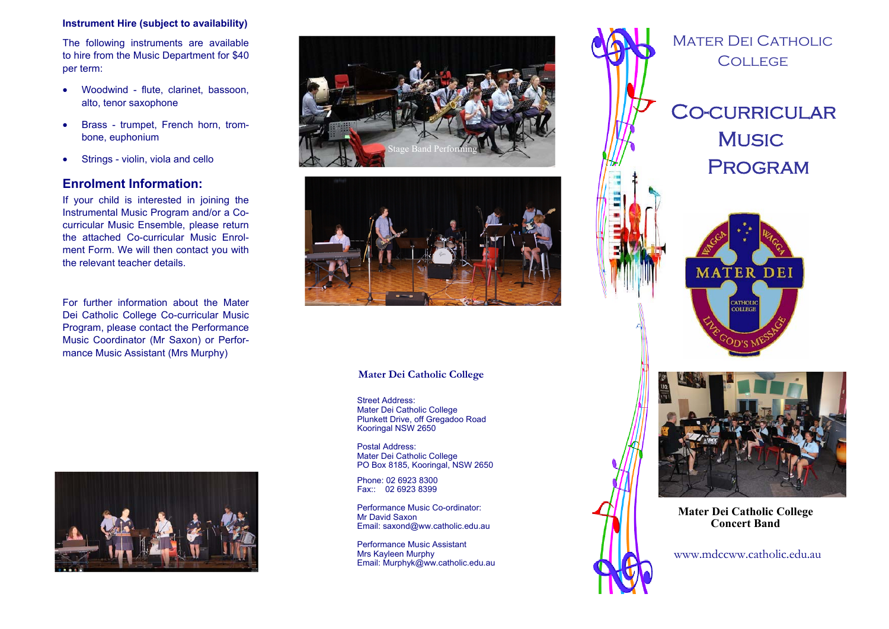**Instrument Hire (subject to availability)**

The following instruments are available to hire from the Music Department for $40 per term:

- Woodwind - flute, clarinet, bassoon, alto, tenor saxophone
- Brass - trumpet, French horn, trombone, euphonium
- Strings - violin, viola and cello

## Enrolment Information:

If your child is interested in joining the Instrumental Music Program and/or a Co-curricular Music Ensemble, please return the attached Co-curricular Music Enrolment Form. We will then contact you with the relevant teacher details.

For further information about the Mater Dei Catholic College Co-curricular Music Program, please contact the Performance Music Coordinator (Mr Saxon) or Performance Music Assistant (Mrs Murphy)

Stage Band Performing

**Mater Dei Catholic College**

Street Address:
Mater Dei Catholic College
Plunkett Drive, off Gregadoo Road
Kooringal NSW 2650

Postal Address:
Mater Dei Catholic College
PO Box 8185, Kooringal, NSW 2650

Phone: 02 6923 8300
Fax:: 02 6923 8399

Performance Music Co-ordinator:
Mr David Saxon
Email: saxond@ww.catholic.edu.au

Performance Music Assistant
Mrs Kayleen Murphy
Email: Murphyk@ww.catholic.edu.au

# Mater Dei Catholic College

# Co-curricular Music Program

**Mater Dei Catholic College Concert Band**

www.mdccww.catholic.edu.au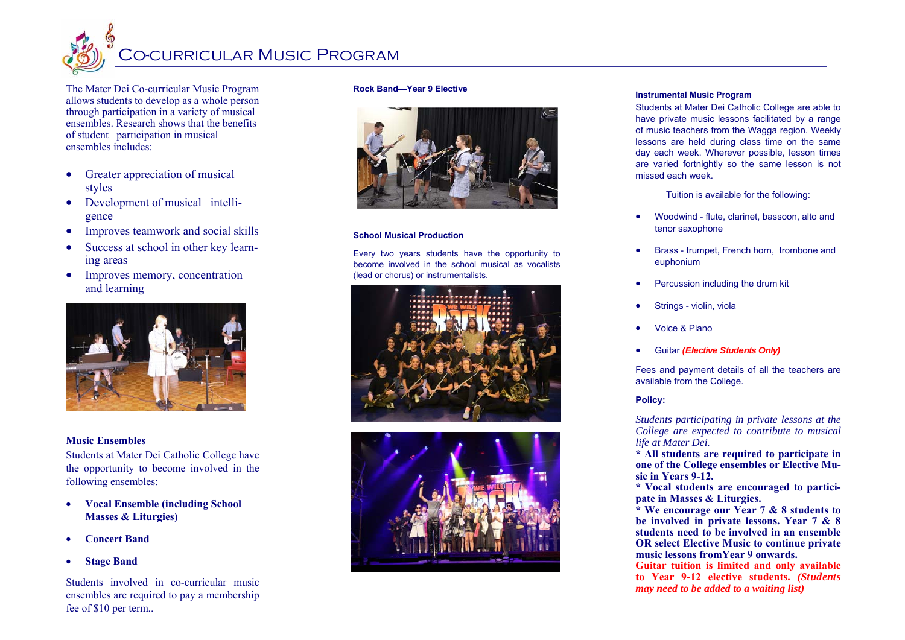# Co-curricular Music Program

The Mater Dei Co-curricular Music Program allows students to develop as a whole person through participation in a variety of musical ensembles. Research shows that the benefits of student participation in musical ensembles includes:

- Greater appreciation of musical styles
- Development of musical intelligence
- Improves teamwork and social skills
- Success at school in other key learning areas
- Improves memory, concentration and learning

**Music Ensembles**

Students at Mater Dei Catholic College have the opportunity to become involved in the following ensembles:

- **Vocal Ensemble (including School Masses & Liturgies)**
- **Concert Band**
- **Stage Band**

Students involved in co-curricular music ensembles are required to pay a membership fee of $10 per term..

**Rock Band—Year 9 Elective**

**School Musical Production**

Every two years students have the opportunity to become involved in the school musical as vocalists (lead or chorus) or instrumentalists.

**Instrumental Music Program**

Students at Mater Dei Catholic College are able to have private music lessons facilitated by a range of music teachers from the Wagga region. Weekly lessons are held during class time on the same day each week. Wherever possible, lesson times are varied fortnightly so the same lesson is not missed each week.

Tuition is available for the following:

- Woodwind - flute, clarinet, bassoon, alto and tenor saxophone
- Brass - trumpet, French horn, trombone and euphonium
- Percussion including the drum kit
- Strings - violin, viola
- Voice & Piano
- Guitar ***(Elective Students Only)***

Fees and payment details of all the teachers are available from the College.

**Policy:**

*Students participating in private lessons at the College are expected to contribute to musical life at Mater Dei.*

**\* All students are required to participate in one of the College ensembles or Elective Music in Years 9-12.**

**\* Vocal students are encouraged to participate in Masses & Liturgies.**

**\* We encourage our Year 7 & 8 students to be involved in private lessons. Year 7 & 8 students need to be involved in an ensemble OR select Elective Music to continue private music lessons fromYear 9 onwards.**

**Guitar tuition is limited and only available to Year 9-12 elective students.** ***(Students may need to be added to a waiting list)***